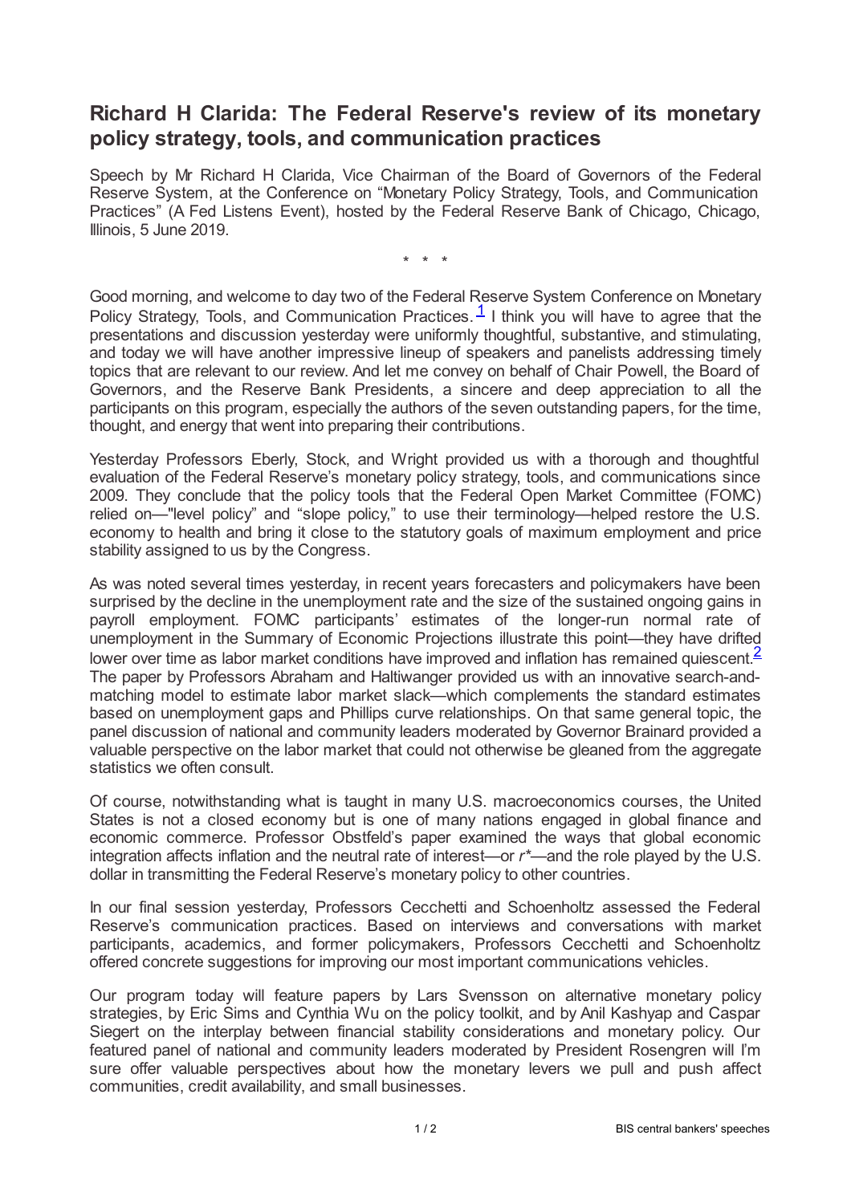# Richard H Clarida: The Federal Reserve's review of its monetary policy strategy, tools, and communication practices

Speech by Mr Richard H Clarida, Vice Chairman of the Board of Governors of the Federal Reserve System, at the Conference on "Monetary Policy Strategy, Tools, and Communication Practices" (A Fed Listens Event), hosted by the Federal Reserve Bank of Chicago, Chicago, Illinois, 5 June 2019.

\* \* \*

Good morning, and welcome to day two of the Federal Reserve System Conference on Monetary Policy Strategy, Tools, and Communication Practices.[1] I think you will have to agree that the presentations and discussion yesterday were uniformly thoughtful, substantive, and stimulating, and today we will have another impressive lineup of speakers and panelists addressing timely topics that are relevant to our review. And let me convey on behalf of Chair Powell, the Board of Governors, and the Reserve Bank Presidents, a sincere and deep appreciation to all the participants on this program, especially the authors of the seven outstanding papers, for the time, thought, and energy that went into preparing their contributions.

Yesterday Professors Eberly, Stock, and Wright provided us with a thorough and thoughtful evaluation of the Federal Reserve's monetary policy strategy, tools, and communications since 2009. They conclude that the policy tools that the Federal Open Market Committee (FOMC) relied on—"level policy" and "slope policy," to use their terminology—helped restore the U.S. economy to health and bring it close to the statutory goals of maximum employment and price stability assigned to us by the Congress.

As was noted several times yesterday, in recent years forecasters and policymakers have been surprised by the decline in the unemployment rate and the size of the sustained ongoing gains in payroll employment. FOMC participants' estimates of the longer-run normal rate of unemployment in the Summary of Economic Projections illustrate this point—they have drifted lower over time as labor market conditions have improved and inflation has remained quiescent.[2] The paper by Professors Abraham and Haltiwanger provided us with an innovative search-and-matching model to estimate labor market slack—which complements the standard estimates based on unemployment gaps and Phillips curve relationships. On that same general topic, the panel discussion of national and community leaders moderated by Governor Brainard provided a valuable perspective on the labor market that could not otherwise be gleaned from the aggregate statistics we often consult.

Of course, notwithstanding what is taught in many U.S. macroeconomics courses, the United States is not a closed economy but is one of many nations engaged in global finance and economic commerce. Professor Obstfeld's paper examined the ways that global economic integration affects inflation and the neutral rate of interest—or *r\**—and the role played by the U.S. dollar in transmitting the Federal Reserve's monetary policy to other countries.

In our final session yesterday, Professors Cecchetti and Schoenholtz assessed the Federal Reserve's communication practices. Based on interviews and conversations with market participants, academics, and former policymakers, Professors Cecchetti and Schoenholtz offered concrete suggestions for improving our most important communications vehicles.

Our program today will feature papers by Lars Svensson on alternative monetary policy strategies, by Eric Sims and Cynthia Wu on the policy toolkit, and by Anil Kashyap and Caspar Siegert on the interplay between financial stability considerations and monetary policy. Our featured panel of national and community leaders moderated by President Rosengren will I'm sure offer valuable perspectives about how the monetary levers we pull and push affect communities, credit availability, and small businesses.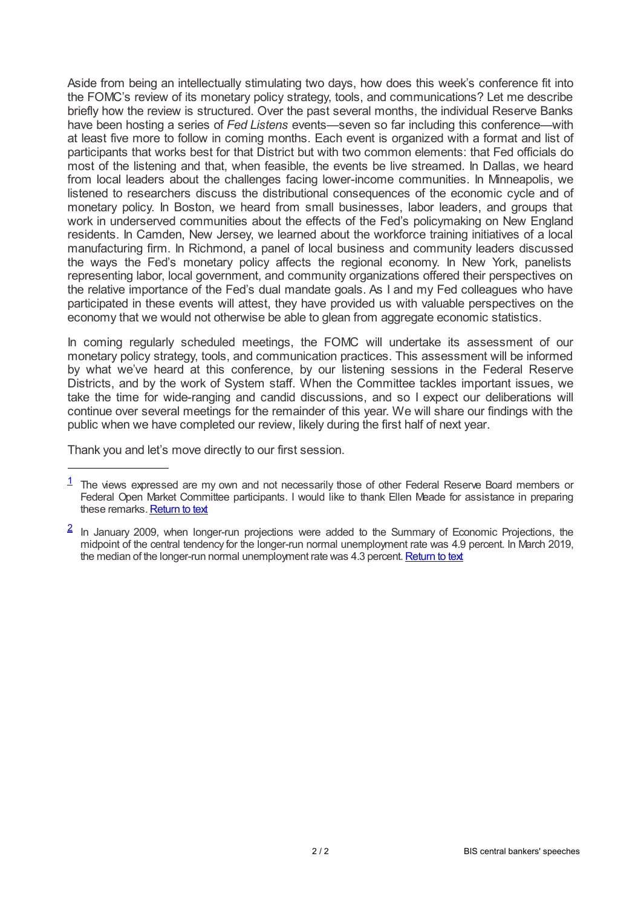Aside from being an intellectually stimulating two days, how does this week's conference fit into the FOMC's review of its monetary policy strategy, tools, and communications? Let me describe briefly how the review is structured. Over the past several months, the individual Reserve Banks have been hosting a series of *Fed Listens* events—seven so far including this conference—with at least five more to follow in coming months. Each event is organized with a format and list of participants that works best for that District but with two common elements: that Fed officials do most of the listening and that, when feasible, the events be live streamed. In Dallas, we heard from local leaders about the challenges facing lower-income communities. In Minneapolis, we listened to researchers discuss the distributional consequences of the economic cycle and of monetary policy. In Boston, we heard from small businesses, labor leaders, and groups that work in underserved communities about the effects of the Fed's policymaking on New England residents. In Camden, New Jersey, we learned about the workforce training initiatives of a local manufacturing firm. In Richmond, a panel of local business and community leaders discussed the ways the Fed's monetary policy affects the regional economy. In New York, panelists representing labor, local government, and community organizations offered their perspectives on the relative importance of the Fed's dual mandate goals. As I and my Fed colleagues who have participated in these events will attest, they have provided us with valuable perspectives on the economy that we would not otherwise be able to glean from aggregate economic statistics.

In coming regularly scheduled meetings, the FOMC will undertake its assessment of our monetary policy strategy, tools, and communication practices. This assessment will be informed by what we've heard at this conference, by our listening sessions in the Federal Reserve Districts, and by the work of System staff. When the Committee tackles important issues, we take the time for wide-ranging and candid discussions, and so I expect our deliberations will continue over several meetings for the remainder of this year. We will share our findings with the public when we have completed our review, likely during the first half of next year.

Thank you and let's move directly to our first session.

---

[1] The views expressed are my own and not necessarily those of other Federal Reserve Board members or Federal Open Market Committee participants. I would like to thank Ellen Meade for assistance in preparing these remarks. Return to text

[2] In January 2009, when longer-run projections were added to the Summary of Economic Projections, the midpoint of the central tendency for the longer-run normal unemployment rate was 4.9 percent. In March 2019, the median of the longer-run normal unemployment rate was 4.3 percent. Return to text